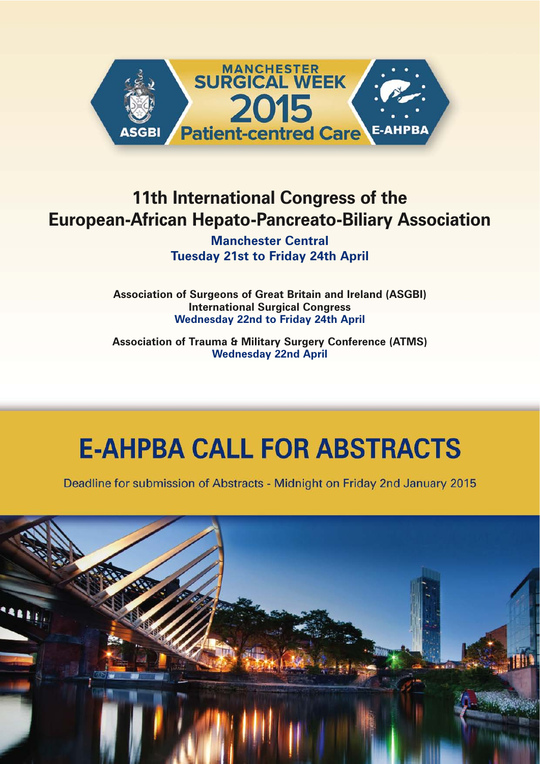ASGBI

MANCHESTER SURGICAL WEEK 2015

Patient-centred Care

E-AHPBA

# 11th International Congress of the European-African Hepato-Pancreato-Biliary Association

**Manchester Central**
**Tuesday 21st to Friday 24th April**

**Association of Surgeons of Great Britain and Ireland (ASGBI)**
**International Surgical Congress**
**Wednesday 22nd to Friday 24th April**

**Association of Trauma & Military Surgery Conference (ATMS)**
**Wednesday 22nd April**

# E-AHPBA CALL FOR ABSTRACTS

Deadline for submission of Abstracts - Midnight on Friday 2nd January 2015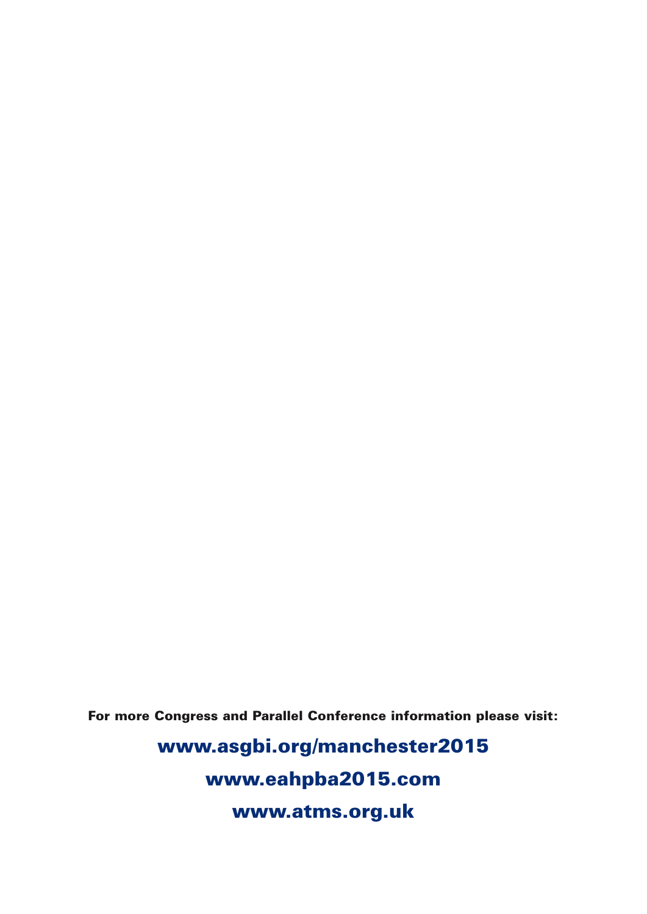**For more Congress and Parallel Conference information please visit:**

**www.asgbi.org/manchester2015**

**www.eahpba2015.com**

**www.atms.org.uk**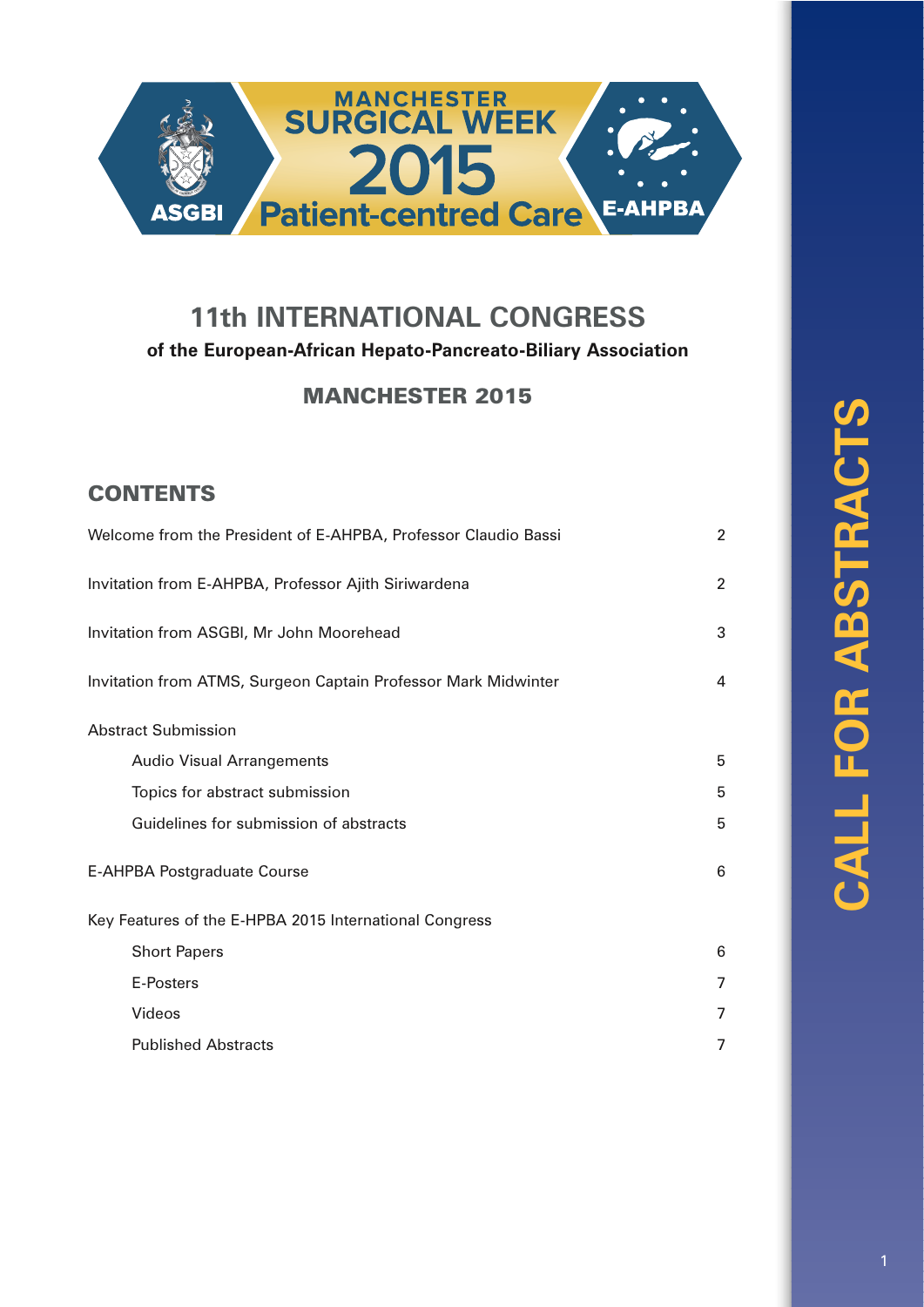MANCHESTER SURGICAL WEEK 2015 Patient-centred Care

ASGBI E-AHPBA

# 11th INTERNATIONAL CONGRESS

**of the European-African Hepato-Pancreato-Biliary Association**

## MANCHESTER 2015

## CONTENTS

| | |
|---|---|
| Welcome from the President of E-AHPBA, Professor Claudio Bassi | 2 |
| Invitation from E-AHPBA, Professor Ajith Siriwardena | 2 |
| Invitation from ASGBI, Mr John Moorehead | 3 |
| Invitation from ATMS, Surgeon Captain Professor Mark Midwinter | 4 |
| Abstract Submission | |
| Audio Visual Arrangements | 5 |
| Topics for abstract submission | 5 |
| Guidelines for submission of abstracts | 5 |
| E-AHPBA Postgraduate Course | 6 |
| Key Features of the E-HPBA 2015 International Congress | |
| Short Papers | 6 |
| E-Posters | 7 |
| Videos | 7 |
| Published Abstracts | 7 |

CALL FOR ABSTRACTS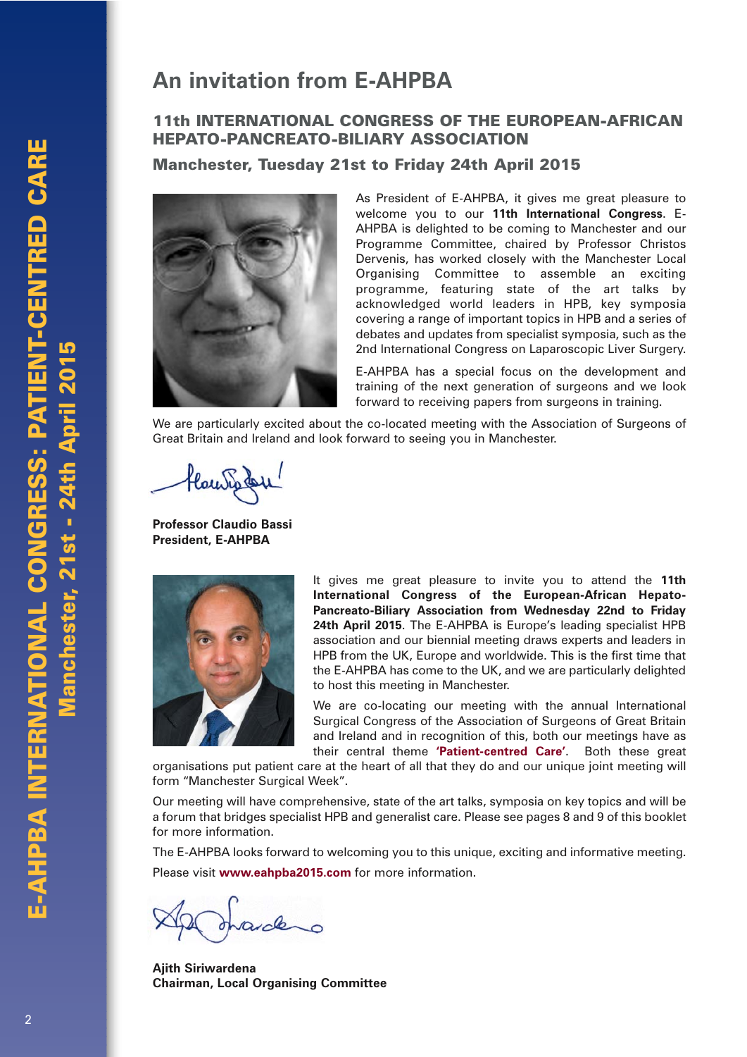# An invitation from E-AHPBA

## 11th INTERNATIONAL CONGRESS OF THE EUROPEAN-AFRICAN HEPATO-PANCREATO-BILIARY ASSOCIATION

### Manchester, Tuesday 21st to Friday 24th April 2015

As President of E-AHPBA, it gives me great pleasure to welcome you to our **11th International Congress**. E-AHPBA is delighted to be coming to Manchester and our Programme Committee, chaired by Professor Christos Dervenis, has worked closely with the Manchester Local Organising Committee to assemble an exciting programme, featuring state of the art talks by acknowledged world leaders in HPB, key symposia covering a range of important topics in HPB and a series of debates and updates from specialist symposia, such as the 2nd International Congress on Laparoscopic Liver Surgery.

E-AHPBA has a special focus on the development and training of the next generation of surgeons and we look forward to receiving papers from surgeons in training.

We are particularly excited about the co-located meeting with the Association of Surgeons of Great Britain and Ireland and look forward to seeing you in Manchester.

**Professor Claudio Bassi**
**President, E-AHPBA**

It gives me great pleasure to invite you to attend the **11th International Congress of the European-African Hepato-Pancreato-Biliary Association from Wednesday 22nd to Friday 24th April 2015**. The E-AHPBA is Europe's leading specialist HPB association and our biennial meeting draws experts and leaders in HPB from the UK, Europe and worldwide. This is the first time that the E-AHPBA has come to the UK, and we are particularly delighted to host this meeting in Manchester.

We are co-locating our meeting with the annual International Surgical Congress of the Association of Surgeons of Great Britain and Ireland and in recognition of this, both our meetings have as their central theme **'Patient-centred Care'**. Both these great organisations put patient care at the heart of all that they do and our unique joint meeting will form "Manchester Surgical Week".

Our meeting will have comprehensive, state of the art talks, symposia on key topics and will be a forum that bridges specialist HPB and generalist care. Please see pages 8 and 9 of this booklet for more information.

The E-AHPBA looks forward to welcoming you to this unique, exciting and informative meeting.

Please visit **www.eahpba2015.com** for more information.

**Ajith Siriwardena**
**Chairman, Local Organising Committee**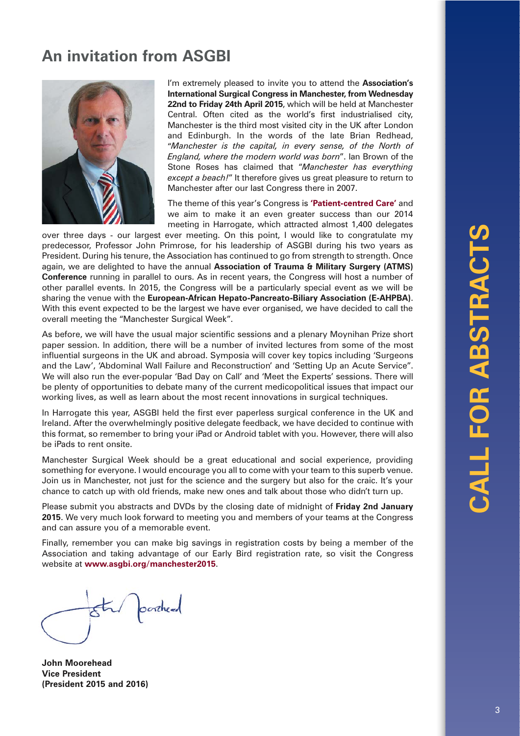# An invitation from ASGBI

I'm extremely pleased to invite you to attend the **Association's International Surgical Congress in Manchester, from Wednesday 22nd to Friday 24th April 2015**, which will be held at Manchester Central. Often cited as the world's first industrialised city, Manchester is the third most visited city in the UK after London and Edinburgh. In the words of the late Brian Redhead, "*Manchester is the capital, in every sense, of the North of England, where the modern world was born*". Ian Brown of the Stone Roses has claimed that "*Manchester has everything except a beach!*" It therefore gives us great pleasure to return to Manchester after our last Congress there in 2007.

The theme of this year's Congress is **'Patient-centred Care'** and we aim to make it an even greater success than our 2014 meeting in Harrogate, which attracted almost 1,400 delegates over three days - our largest ever meeting. On this point, I would like to congratulate my predecessor, Professor John Primrose, for his leadership of ASGBI during his two years as President. During his tenure, the Association has continued to go from strength to strength. Once again, we are delighted to have the annual **Association of Trauma & Military Surgery (ATMS) Conference** running in parallel to ours. As in recent years, the Congress will host a number of other parallel events. In 2015, the Congress will be a particularly special event as we will be sharing the venue with the **European-African Hepato-Pancreato-Biliary Association (E-AHPBA)**. With this event expected to be the largest we have ever organised, we have decided to call the overall meeting the "Manchester Surgical Week".

As before, we will have the usual major scientific sessions and a plenary Moynihan Prize short paper session. In addition, there will be a number of invited lectures from some of the most influential surgeons in the UK and abroad. Symposia will cover key topics including 'Surgeons and the Law', 'Abdominal Wall Failure and Reconstruction' and 'Setting Up an Acute Service". We will also run the ever-popular 'Bad Day on Call' and 'Meet the Experts' sessions. There will be plenty of opportunities to debate many of the current medicopolitical issues that impact our working lives, as well as learn about the most recent innovations in surgical techniques.

In Harrogate this year, ASGBI held the first ever paperless surgical conference in the UK and Ireland. After the overwhelmingly positive delegate feedback, we have decided to continue with this format, so remember to bring your iPad or Android tablet with you. However, there will also be iPads to rent onsite.

Manchester Surgical Week should be a great educational and social experience, providing something for everyone. I would encourage you all to come with your team to this superb venue. Join us in Manchester, not just for the science and the surgery but also for the craic. It's your chance to catch up with old friends, make new ones and talk about those who didn't turn up.

Please submit you abstracts and DVDs by the closing date of midnight of **Friday 2nd January 2015**. We very much look forward to meeting you and members of your teams at the Congress and can assure you of a memorable event.

Finally, remember you can make big savings in registration costs by being a member of the Association and taking advantage of our Early Bird registration rate, so visit the Congress website at **www.asgbi.org/manchester2015**.

**John Moorehead**
**Vice President**
**(President 2015 and 2016)**

**CALL FOR ABSTRACTS**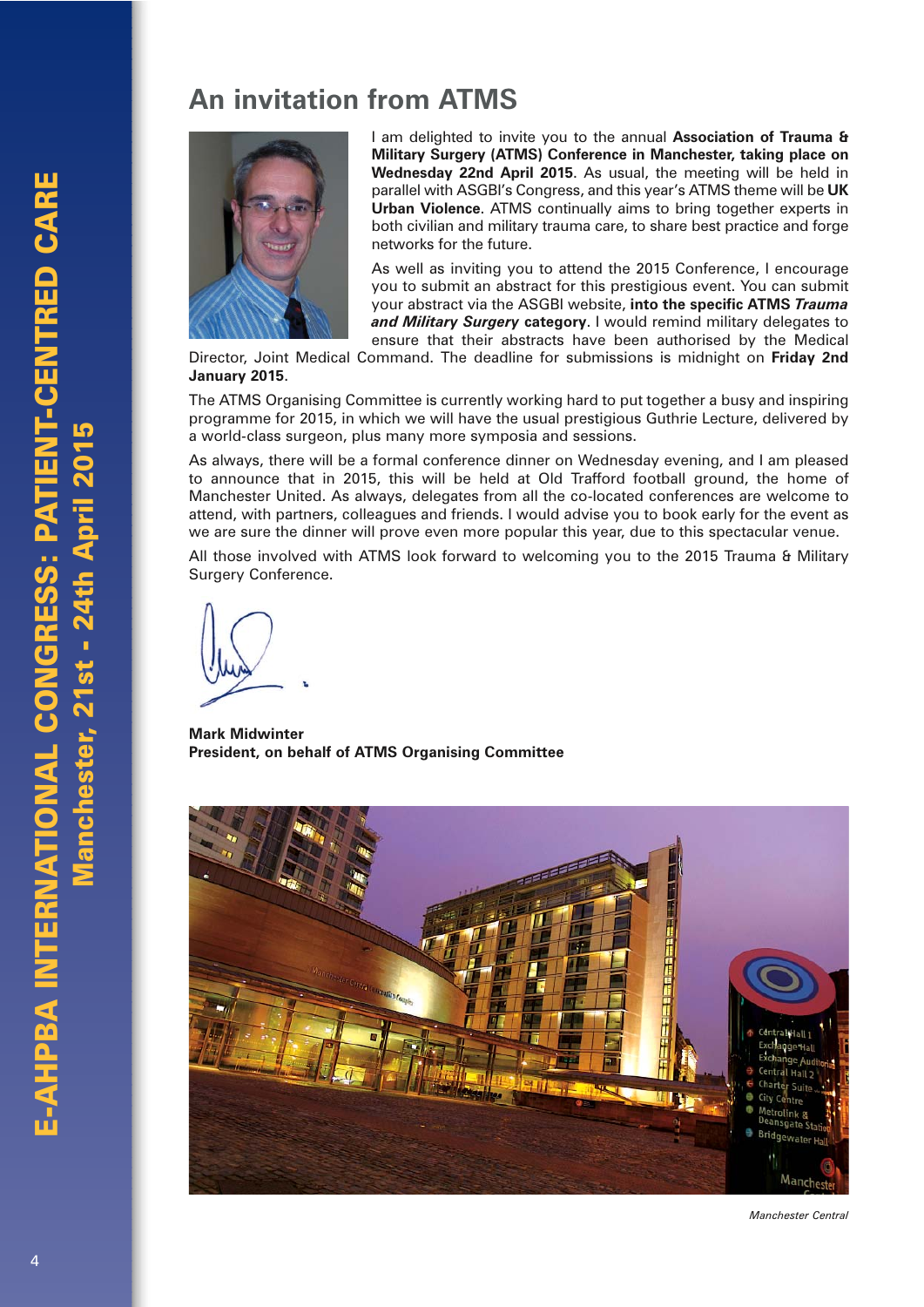# An invitation from ATMS

I am delighted to invite you to the annual **Association of Trauma & Military Surgery (ATMS) Conference in Manchester, taking place on Wednesday 22nd April 2015**. As usual, the meeting will be held in parallel with ASGBI's Congress, and this year's ATMS theme will be **UK Urban Violence**. ATMS continually aims to bring together experts in both civilian and military trauma care, to share best practice and forge networks for the future.

As well as inviting you to attend the 2015 Conference, I encourage you to submit an abstract for this prestigious event. You can submit your abstract via the ASGBI website, **into the specific ATMS *Trauma and Military Surgery* category**. I would remind military delegates to ensure that their abstracts have been authorised by the Medical Director, Joint Medical Command. The deadline for submissions is midnight on **Friday 2nd January 2015**.

The ATMS Organising Committee is currently working hard to put together a busy and inspiring programme for 2015, in which we will have the usual prestigious Guthrie Lecture, delivered by a world-class surgeon, plus many more symposia and sessions.

As always, there will be a formal conference dinner on Wednesday evening, and I am pleased to announce that in 2015, this will be held at Old Trafford football ground, the home of Manchester United. As always, delegates from all the co-located conferences are welcome to attend, with partners, colleagues and friends. I would advise you to book early for the event as we are sure the dinner will prove even more popular this year, due to this spectacular venue.

All those involved with ATMS look forward to welcoming you to the 2015 Trauma & Military Surgery Conference.

**Mark Midwinter**
**President, on behalf of ATMS Organising Committee**

*Manchester Central*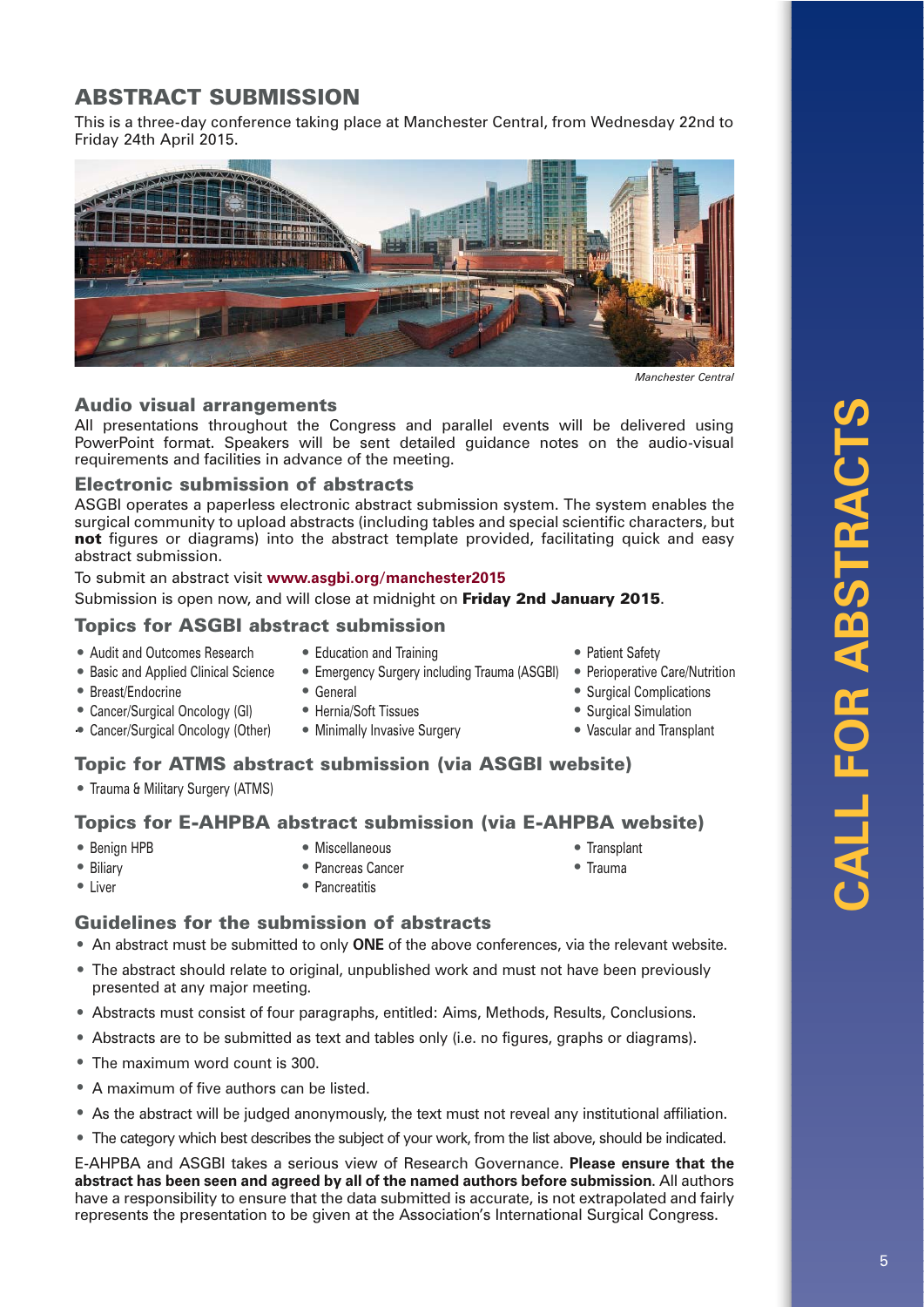## ABSTRACT SUBMISSION

This is a three-day conference taking place at Manchester Central, from Wednesday 22nd to Friday 24th April 2015.

*Manchester Central*

### Audio visual arrangements

All presentations throughout the Congress and parallel events will be delivered using PowerPoint format. Speakers will be sent detailed guidance notes on the audio-visual requirements and facilities in advance of the meeting.

### Electronic submission of abstracts

ASGBI operates a paperless electronic abstract submission system. The system enables the surgical community to upload abstracts (including tables and special scientific characters, but **not** figures or diagrams) into the abstract template provided, facilitating quick and easy abstract submission.

To submit an abstract visit **www.asgbi.org/manchester2015**

Submission is open now, and will close at midnight on **Friday 2nd January 2015**.

### Topics for ASGBI abstract submission

- Audit and Outcomes Research
- Basic and Applied Clinical Science
- Breast/Endocrine
- Cancer/Surgical Oncology (GI)
- Cancer/Surgical Oncology (Other)
- Education and Training
- Emergency Surgery including Trauma (ASGBI)
- General
- Hernia/Soft Tissues
- Minimally Invasive Surgery
- Patient Safety
- Perioperative Care/Nutrition
- Surgical Complications
- Surgical Simulation
- Vascular and Transplant

### Topic for ATMS abstract submission (via ASGBI website)

- Trauma & Military Surgery (ATMS)

### Topics for E-AHPBA abstract submission (via E-AHPBA website)

- Benign HPB
- Biliary
- Liver
- Miscellaneous
- Pancreas Cancer
- Pancreatitis
- Transplant
- Trauma

### Guidelines for the submission of abstracts

- An abstract must be submitted to only **ONE** of the above conferences, via the relevant website.
- The abstract should relate to original, unpublished work and must not have been previously presented at any major meeting.
- Abstracts must consist of four paragraphs, entitled: Aims, Methods, Results, Conclusions.
- Abstracts are to be submitted as text and tables only (i.e. no figures, graphs or diagrams).
- The maximum word count is 300.
- A maximum of five authors can be listed.
- As the abstract will be judged anonymously, the text must not reveal any institutional affiliation.
- The category which best describes the subject of your work, from the list above, should be indicated.

E-AHPBA and ASGBI takes a serious view of Research Governance. **Please ensure that the abstract has been seen and agreed by all of the named authors before submission**. All authors have a responsibility to ensure that the data submitted is accurate, is not extrapolated and fairly represents the presentation to be given at the Association's International Surgical Congress.

CALL FOR ABSTRACTS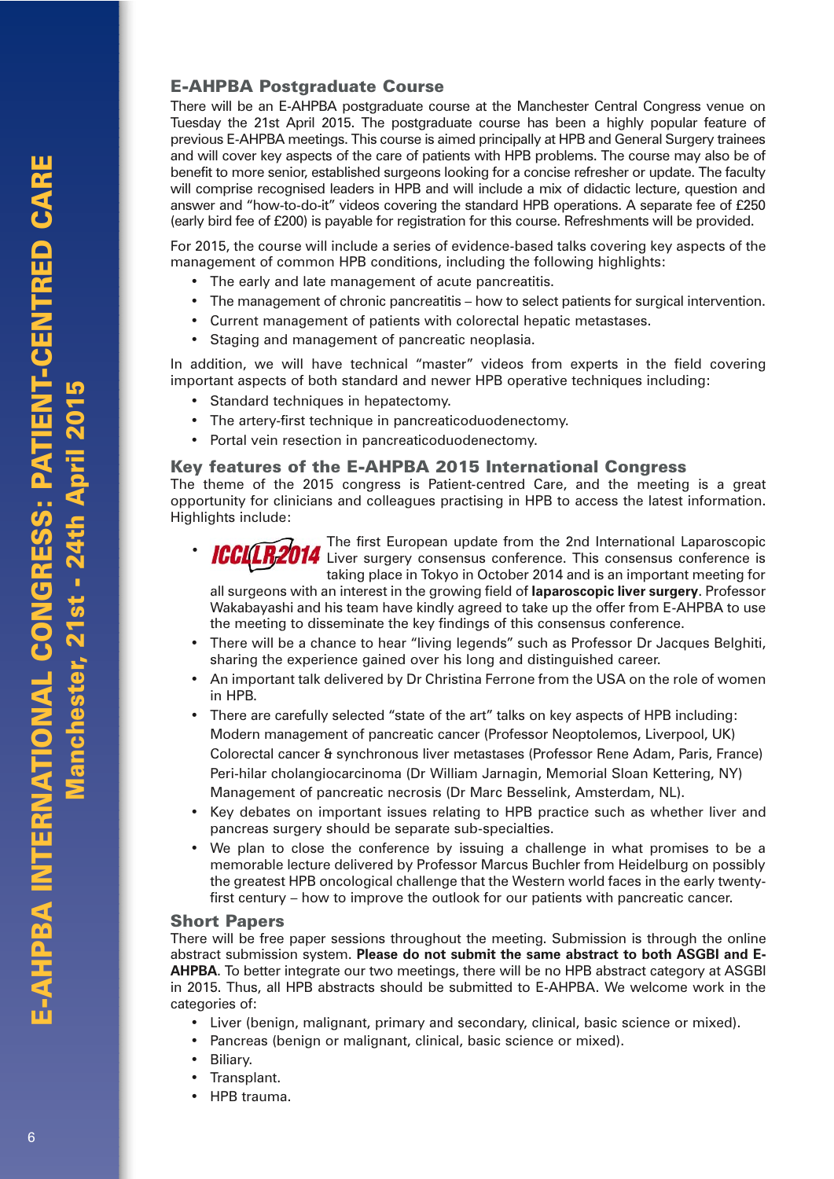## E-AHPBA Postgraduate Course

There will be an E-AHPBA postgraduate course at the Manchester Central Congress venue on Tuesday the 21st April 2015. The postgraduate course has been a highly popular feature of previous E-AHPBA meetings. This course is aimed principally at HPB and General Surgery trainees and will cover key aspects of the care of patients with HPB problems. The course may also be of benefit to more senior, established surgeons looking for a concise refresher or update. The faculty will comprise recognised leaders in HPB and will include a mix of didactic lecture, question and answer and "how-to-do-it" videos covering the standard HPB operations. A separate fee of £250 (early bird fee of £200) is payable for registration for this course. Refreshments will be provided.

For 2015, the course will include a series of evidence-based talks covering key aspects of the management of common HPB conditions, including the following highlights:

- The early and late management of acute pancreatitis.
- The management of chronic pancreatitis – how to select patients for surgical intervention.
- Current management of patients with colorectal hepatic metastases.
- Staging and management of pancreatic neoplasia.

In addition, we will have technical "master" videos from experts in the field covering important aspects of both standard and newer HPB operative techniques including:

- Standard techniques in hepatectomy.
- The artery-first technique in pancreaticoduodenectomy.
- Portal vein resection in pancreaticoduodenectomy.

## Key features of the E-AHPBA 2015 International Congress

The theme of the 2015 congress is Patient-centred Care, and the meeting is a great opportunity for clinicians and colleagues practising in HPB to access the latest information. Highlights include:

- ICCLLR2014 The first European update from the 2nd International Laparoscopic Liver surgery consensus conference. This consensus conference is taking place in Tokyo in October 2014 and is an important meeting for all surgeons with an interest in the growing field of **laparoscopic liver surgery**. Professor Wakabayashi and his team have kindly agreed to take up the offer from E-AHPBA to use the meeting to disseminate the key findings of this consensus conference.
- There will be a chance to hear "living legends" such as Professor Dr Jacques Belghiti, sharing the experience gained over his long and distinguished career.
- An important talk delivered by Dr Christina Ferrone from the USA on the role of women in HPB.
- There are carefully selected "state of the art" talks on key aspects of HPB including:
  Modern management of pancreatic cancer (Professor Neoptolemos, Liverpool, UK)
  Colorectal cancer & synchronous liver metastases (Professor Rene Adam, Paris, France)
  Peri-hilar cholangiocarcinoma (Dr William Jarnagin, Memorial Sloan Kettering, NY)
  Management of pancreatic necrosis (Dr Marc Besselink, Amsterdam, NL).
- Key debates on important issues relating to HPB practice such as whether liver and pancreas surgery should be separate sub-specialties.
- We plan to close the conference by issuing a challenge in what promises to be a memorable lecture delivered by Professor Marcus Buchler from Heidelburg on possibly the greatest HPB oncological challenge that the Western world faces in the early twenty-first century – how to improve the outlook for our patients with pancreatic cancer.

## Short Papers

There will be free paper sessions throughout the meeting. Submission is through the online abstract submission system. **Please do not submit the same abstract to both ASGBI and E-AHPBA**. To better integrate our two meetings, there will be no HPB abstract category at ASGBI in 2015. Thus, all HPB abstracts should be submitted to E-AHPBA. We welcome work in the categories of:

- Liver (benign, malignant, primary and secondary, clinical, basic science or mixed).
- Pancreas (benign or malignant, clinical, basic science or mixed).
- Biliary.
- Transplant.
- HPB trauma.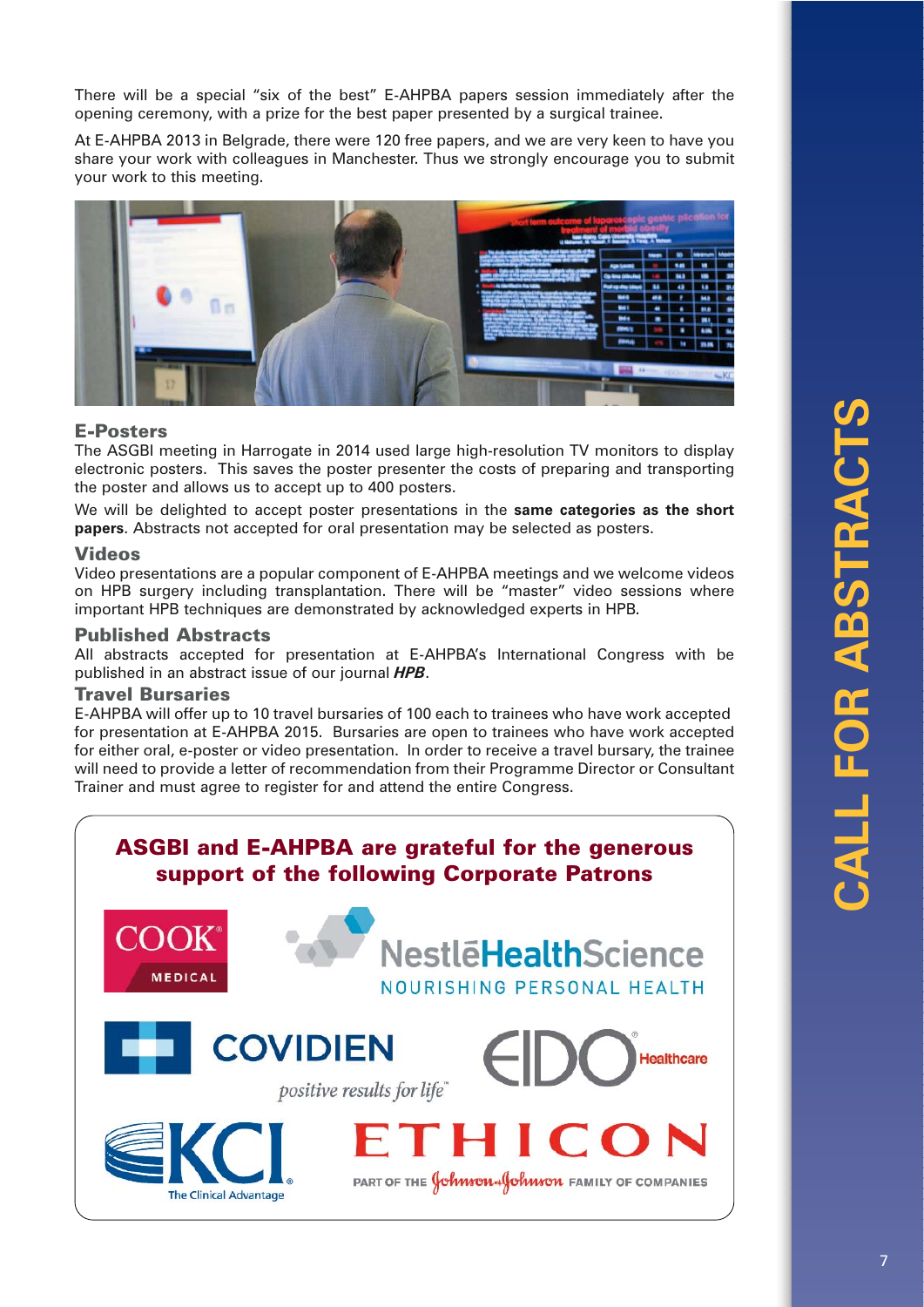There will be a special “six of the best” E-AHPBA papers session immediately after the opening ceremony, with a prize for the best paper presented by a surgical trainee.

At E-AHPBA 2013 in Belgrade, there were 120 free papers, and we are very keen to have you share your work with colleagues in Manchester. Thus we strongly encourage you to submit your work to this meeting.

### E-Posters

The ASGBI meeting in Harrogate in 2014 used large high-resolution TV monitors to display electronic posters. This saves the poster presenter the costs of preparing and transporting the poster and allows us to accept up to 400 posters.

We will be delighted to accept poster presentations in the **same categories as the short papers**. Abstracts not accepted for oral presentation may be selected as posters.

### Videos

Video presentations are a popular component of E-AHPBA meetings and we welcome videos on HPB surgery including transplantation. There will be “master” video sessions where important HPB techniques are demonstrated by acknowledged experts in HPB.

### Published Abstracts

All abstracts accepted for presentation at E-AHPBA’s International Congress with be published in an abstract issue of our journal ***HPB***.

### Travel Bursaries

E-AHPBA will offer up to 10 travel bursaries of 100 each to trainees who have work accepted for presentation at E-AHPBA 2015. Bursaries are open to trainees who have work accepted for either oral, e-poster or video presentation. In order to receive a travel bursary, the trainee will need to provide a letter of recommendation from their Programme Director or Consultant Trainer and must agree to register for and attend the entire Congress.

## ASGBI and E-AHPBA are grateful for the generous support of the following Corporate Patrons

COOK MEDICAL

Nestlé Health Science — NOURISHING PERSONAL HEALTH

COVIDIEN — positive results for life

EIDO Healthcare

KCI — The Clinical Advantage

ETHICON — PART OF THE Johnson & Johnson FAMILY OF COMPANIES

CALL FOR ABSTRACTS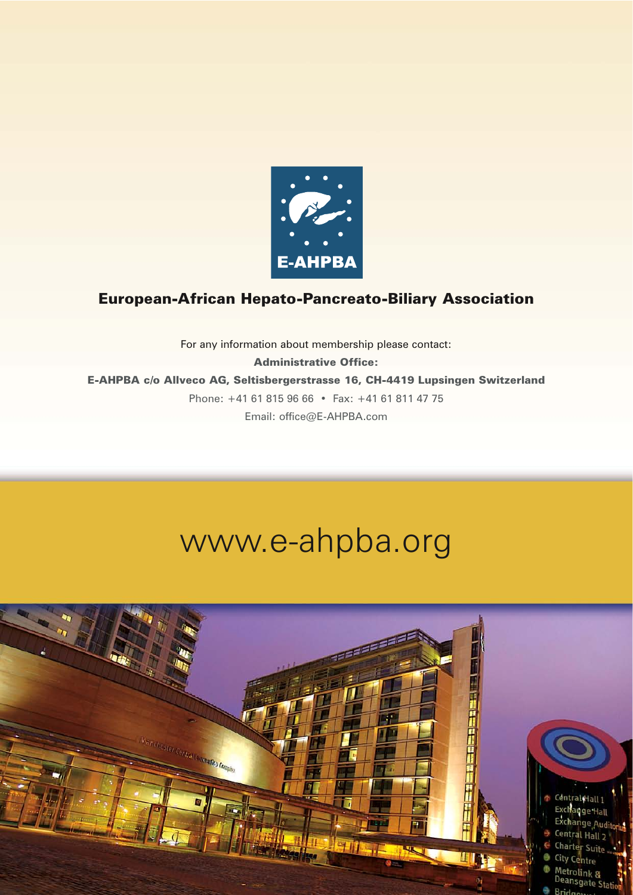E-AHPBA

## European-African Hepato-Pancreato-Biliary Association

For any information about membership please contact:

**Administrative Office:**

**E-AHPBA c/o Allveco AG, Seltisbergerstrasse 16, CH-4419 Lupsingen Switzerland**

Phone: +41 61 815 96 66 • Fax: +41 61 811 47 75

Email: office@E-AHPBA.com

# www.e-ahpba.org